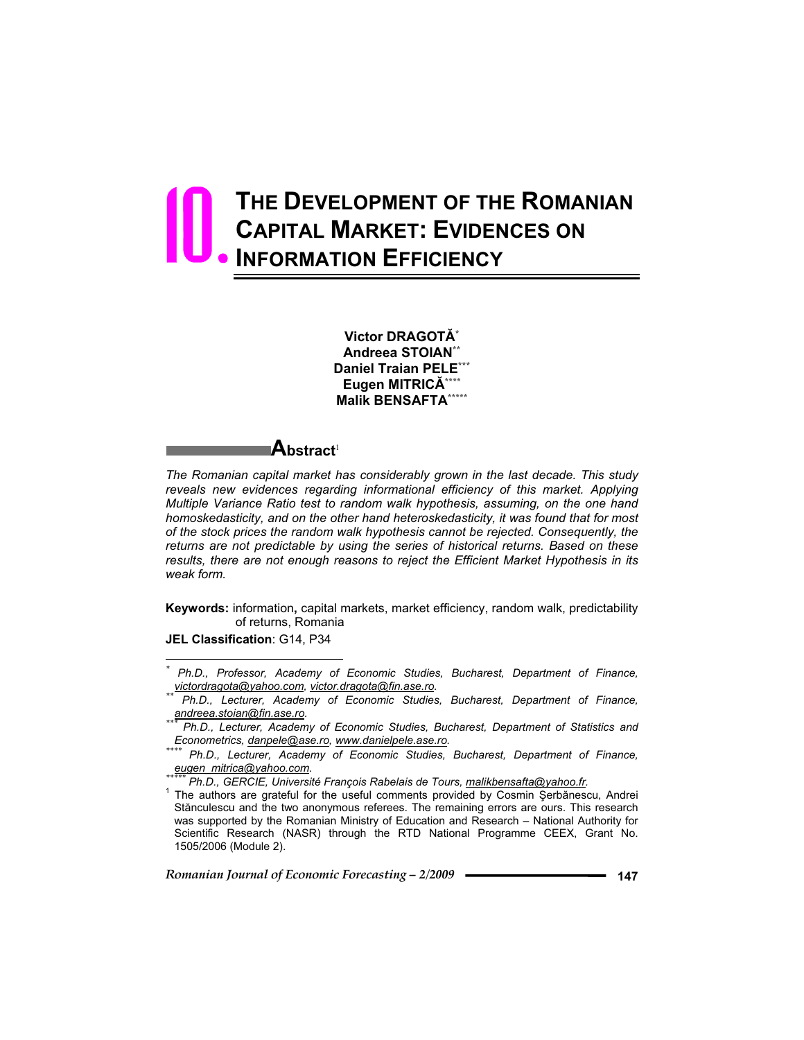# 10. THE DEVELOPMENT OF THE ROMANIAN CAPITAL MARKET: EVIDENCES ON INFORMATION EFFICIENCY

**Victor DRAGOTĂ**[*]
**Andreea STOIAN**[**]
**Daniel Traian PELE**[***]
**Eugen MITRICĂ**[****]
**Malik BENSAFTA**[*****]

## Abstract[1]

*The Romanian capital market has considerably grown in the last decade. This study reveals new evidences regarding informational efficiency of this market. Applying Multiple Variance Ratio test to random walk hypothesis, assuming, on the one hand homoskedasticity, and on the other hand heteroskedasticity, it was found that for most of the stock prices the random walk hypothesis cannot be rejected. Consequently, the returns are not predictable by using the series of historical returns. Based on these results, there are not enough reasons to reject the Efficient Market Hypothesis in its weak form.*

**Keywords:** information, capital markets, market efficiency, random walk, predictability of returns, Romania

**JEL Classification**: G14, P34

---

[*] *Ph.D., Professor, Academy of Economic Studies, Bucharest, Department of Finance, victordragota@yahoo.com, victor.dragota@fin.ase.ro.*

[**] *Ph.D., Lecturer, Academy of Economic Studies, Bucharest, Department of Finance, andreea.stoian@fin.ase.ro.*

[***] *Ph.D., Lecturer, Academy of Economic Studies, Bucharest, Department of Statistics and Econometrics, danpele@ase.ro, www.danielpele.ase.ro.*

[****] *Ph.D., Lecturer, Academy of Economic Studies, Bucharest, Department of Finance, eugen_mitrica@yahoo.com.*

[*****] *Ph.D., GERCIE, Université François Rabelais de Tours, malikbensafta@yahoo.fr.*

[1] The authors are grateful for the useful comments provided by Cosmin Şerbănescu, Andrei Stănculescu and the two anonymous referees. The remaining errors are ours. This research was supported by the Romanian Ministry of Education and Research – National Authority for Scientific Research (NASR) through the RTD National Programme CEEX, Grant No. 1505/2006 (Module 2).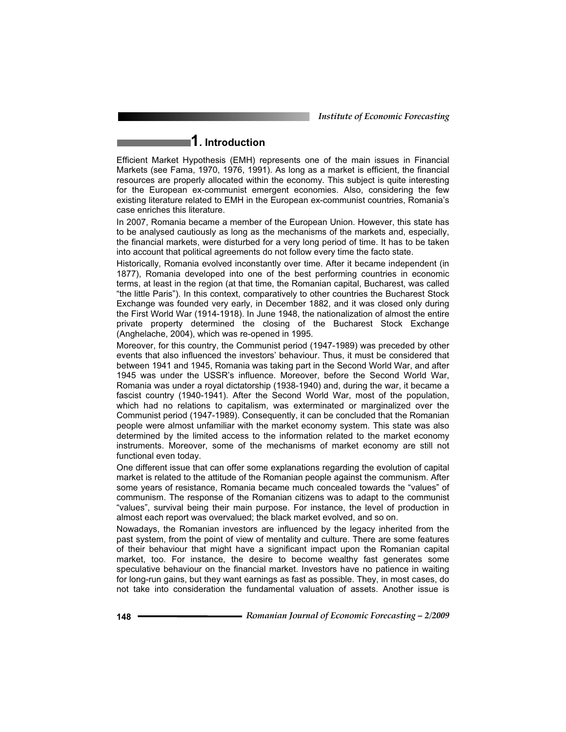## 1. Introduction

Efficient Market Hypothesis (EMH) represents one of the main issues in Financial Markets (see Fama, 1970, 1976, 1991). As long as a market is efficient, the financial resources are properly allocated within the economy. This subject is quite interesting for the European ex-communist emergent economies. Also, considering the few existing literature related to EMH in the European ex-communist countries, Romania's case enriches this literature.

In 2007, Romania became a member of the European Union. However, this state has to be analysed cautiously as long as the mechanisms of the markets and, especially, the financial markets, were disturbed for a very long period of time. It has to be taken into account that political agreements do not follow every time the facto state.

Historically, Romania evolved inconstantly over time. After it became independent (in 1877), Romania developed into one of the best performing countries in economic terms, at least in the region (at that time, the Romanian capital, Bucharest, was called "the little Paris"). In this context, comparatively to other countries the Bucharest Stock Exchange was founded very early, in December 1882, and it was closed only during the First World War (1914-1918). In June 1948, the nationalization of almost the entire private property determined the closing of the Bucharest Stock Exchange (Anghelache, 2004), which was re-opened in 1995.

Moreover, for this country, the Communist period (1947-1989) was preceded by other events that also influenced the investors' behaviour. Thus, it must be considered that between 1941 and 1945, Romania was taking part in the Second World War, and after 1945 was under the USSR's influence. Moreover, before the Second World War, Romania was under a royal dictatorship (1938-1940) and, during the war, it became a fascist country (1940-1941). After the Second World War, most of the population, which had no relations to capitalism, was exterminated or marginalized over the Communist period (1947-1989). Consequently, it can be concluded that the Romanian people were almost unfamiliar with the market economy system. This state was also determined by the limited access to the information related to the market economy instruments. Moreover, some of the mechanisms of market economy are still not functional even today.

One different issue that can offer some explanations regarding the evolution of capital market is related to the attitude of the Romanian people against the communism. After some years of resistance, Romania became much concealed towards the "values" of communism. The response of the Romanian citizens was to adapt to the communist "values", survival being their main purpose. For instance, the level of production in almost each report was overvalued; the black market evolved, and so on.

Nowadays, the Romanian investors are influenced by the legacy inherited from the past system, from the point of view of mentality and culture. There are some features of their behaviour that might have a significant impact upon the Romanian capital market, too. For instance, the desire to become wealthy fast generates some speculative behaviour on the financial market. Investors have no patience in waiting for long-run gains, but they want earnings as fast as possible. They, in most cases, do not take into consideration the fundamental valuation of assets. Another issue is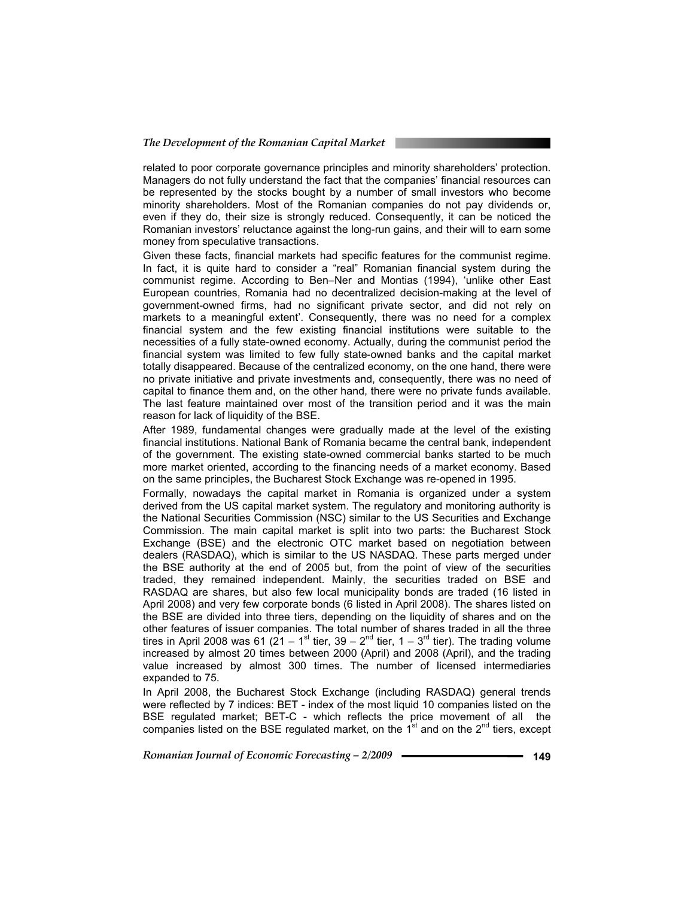related to poor corporate governance principles and minority shareholders' protection. Managers do not fully understand the fact that the companies' financial resources can be represented by the stocks bought by a number of small investors who become minority shareholders. Most of the Romanian companies do not pay dividends or, even if they do, their size is strongly reduced. Consequently, it can be noticed the Romanian investors' reluctance against the long-run gains, and their will to earn some money from speculative transactions.

Given these facts, financial markets had specific features for the communist regime. In fact, it is quite hard to consider a "real" Romanian financial system during the communist regime. According to Ben–Ner and Montias (1994), 'unlike other East European countries, Romania had no decentralized decision-making at the level of government-owned firms, had no significant private sector, and did not rely on markets to a meaningful extent'. Consequently, there was no need for a complex financial system and the few existing financial institutions were suitable to the necessities of a fully state-owned economy. Actually, during the communist period the financial system was limited to few fully state-owned banks and the capital market totally disappeared. Because of the centralized economy, on the one hand, there were no private initiative and private investments and, consequently, there was no need of capital to finance them and, on the other hand, there were no private funds available. The last feature maintained over most of the transition period and it was the main reason for lack of liquidity of the BSE.

After 1989, fundamental changes were gradually made at the level of the existing financial institutions. National Bank of Romania became the central bank, independent of the government. The existing state-owned commercial banks started to be much more market oriented, according to the financing needs of a market economy. Based on the same principles, the Bucharest Stock Exchange was re-opened in 1995.

Formally, nowadays the capital market in Romania is organized under a system derived from the US capital market system. The regulatory and monitoring authority is the National Securities Commission (NSC) similar to the US Securities and Exchange Commission. The main capital market is split into two parts: the Bucharest Stock Exchange (BSE) and the electronic OTC market based on negotiation between dealers (RASDAQ), which is similar to the US NASDAQ. These parts merged under the BSE authority at the end of 2005 but, from the point of view of the securities traded, they remained independent. Mainly, the securities traded on BSE and RASDAQ are shares, but also few local municipality bonds are traded (16 listed in April 2008) and very few corporate bonds (6 listed in April 2008). The shares listed on the BSE are divided into three tiers, depending on the liquidity of shares and on the other features of issuer companies. The total number of shares traded in all the three tires in April 2008 was 61 (21 – 1st tier, 39 – 2nd tier, 1 – 3rd tier). The trading volume increased by almost 20 times between 2000 (April) and 2008 (April), and the trading value increased by almost 300 times. The number of licensed intermediaries expanded to 75.

In April 2008, the Bucharest Stock Exchange (including RASDAQ) general trends were reflected by 7 indices: BET - index of the most liquid 10 companies listed on the BSE regulated market; BET-C - which reflects the price movement of all the companies listed on the BSE regulated market, on the 1st and on the 2nd tiers, except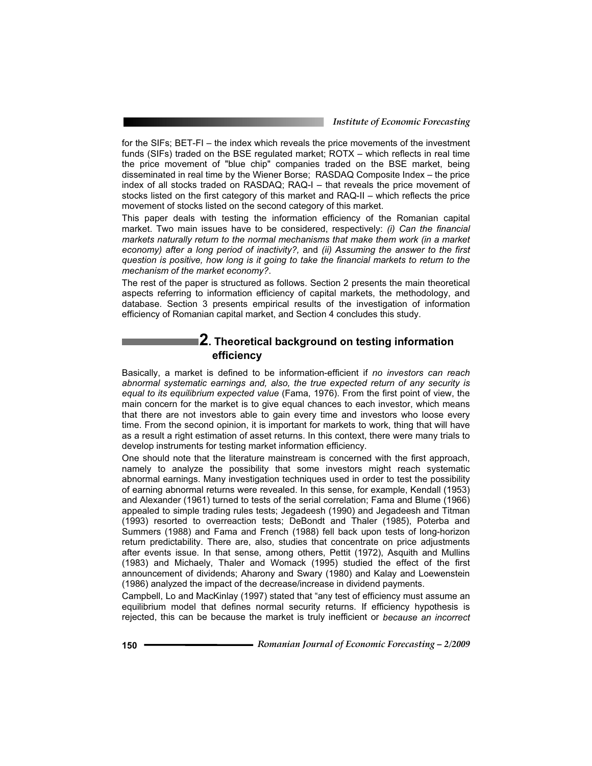for the SIFs; BET-FI – the index which reveals the price movements of the investment funds (SIFs) traded on the BSE regulated market; ROTX – which reflects in real time the price movement of "blue chip" companies traded on the BSE market, being disseminated in real time by the Wiener Borse; RASDAQ Composite Index – the price index of all stocks traded on RASDAQ; RAQ-I – that reveals the price movement of stocks listed on the first category of this market and RAQ-II – which reflects the price movement of stocks listed on the second category of this market.

This paper deals with testing the information efficiency of the Romanian capital market. Two main issues have to be considered, respectively: *(i) Can the financial markets naturally return to the normal mechanisms that make them work (in a market economy) after a long period of inactivity?,* and *(ii) Assuming the answer to the first question is positive, how long is it going to take the financial markets to return to the mechanism of the market economy?*.

The rest of the paper is structured as follows. Section 2 presents the main theoretical aspects referring to information efficiency of capital markets, the methodology, and database. Section 3 presents empirical results of the investigation of information efficiency of Romanian capital market, and Section 4 concludes this study.

## 2. Theoretical background on testing information efficiency

Basically, a market is defined to be information-efficient if *no investors can reach abnormal systematic earnings and, also, the true expected return of any security is equal to its equilibrium expected value* (Fama, 1976). From the first point of view, the main concern for the market is to give equal chances to each investor, which means that there are not investors able to gain every time and investors who loose every time. From the second opinion, it is important for markets to work, thing that will have as a result a right estimation of asset returns. In this context, there were many trials to develop instruments for testing market information efficiency.

One should note that the literature mainstream is concerned with the first approach, namely to analyze the possibility that some investors might reach systematic abnormal earnings. Many investigation techniques used in order to test the possibility of earning abnormal returns were revealed. In this sense, for example, Kendall (1953) and Alexander (1961) turned to tests of the serial correlation; Fama and Blume (1966) appealed to simple trading rules tests; Jegadeesh (1990) and Jegadeesh and Titman (1993) resorted to overreaction tests; DeBondt and Thaler (1985), Poterba and Summers (1988) and Fama and French (1988) fell back upon tests of long-horizon return predictability. There are, also, studies that concentrate on price adjustments after events issue. In that sense, among others, Pettit (1972), Asquith and Mullins (1983) and Michaely, Thaler and Womack (1995) studied the effect of the first announcement of dividends; Aharony and Swary (1980) and Kalay and Loewenstein (1986) analyzed the impact of the decrease/increase in dividend payments.

Campbell, Lo and MacKinlay (1997) stated that "any test of efficiency must assume an equilibrium model that defines normal security returns. If efficiency hypothesis is rejected, this can be because the market is truly inefficient or *because an incorrect*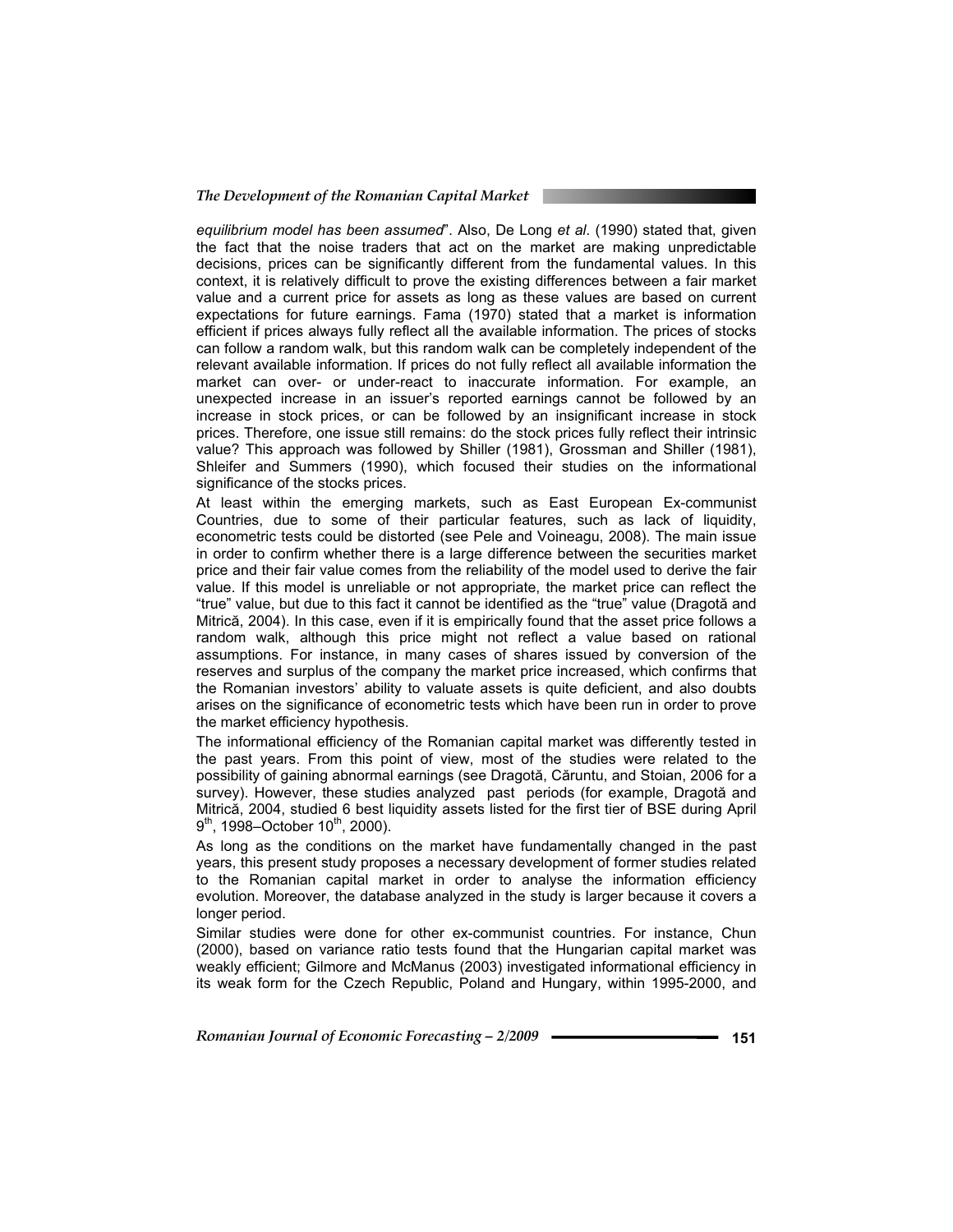*equilibrium model has been assumed*". Also, De Long *et al*. (1990) stated that, given the fact that the noise traders that act on the market are making unpredictable decisions, prices can be significantly different from the fundamental values. In this context, it is relatively difficult to prove the existing differences between a fair market value and a current price for assets as long as these values are based on current expectations for future earnings. Fama (1970) stated that a market is information efficient if prices always fully reflect all the available information. The prices of stocks can follow a random walk, but this random walk can be completely independent of the relevant available information. If prices do not fully reflect all available information the market can over- or under-react to inaccurate information. For example, an unexpected increase in an issuer's reported earnings cannot be followed by an increase in stock prices, or can be followed by an insignificant increase in stock prices. Therefore, one issue still remains: do the stock prices fully reflect their intrinsic value? This approach was followed by Shiller (1981), Grossman and Shiller (1981), Shleifer and Summers (1990), which focused their studies on the informational significance of the stocks prices.

At least within the emerging markets, such as East European Ex-communist Countries, due to some of their particular features, such as lack of liquidity, econometric tests could be distorted (see Pele and Voineagu, 2008). The main issue in order to confirm whether there is a large difference between the securities market price and their fair value comes from the reliability of the model used to derive the fair value. If this model is unreliable or not appropriate, the market price can reflect the "true" value, but due to this fact it cannot be identified as the "true" value (Dragotă and Mitrică, 2004). In this case, even if it is empirically found that the asset price follows a random walk, although this price might not reflect a value based on rational assumptions. For instance, in many cases of shares issued by conversion of the reserves and surplus of the company the market price increased, which confirms that the Romanian investors' ability to valuate assets is quite deficient, and also doubts arises on the significance of econometric tests which have been run in order to prove the market efficiency hypothesis.

The informational efficiency of the Romanian capital market was differently tested in the past years. From this point of view, most of the studies were related to the possibility of gaining abnormal earnings (see Dragotă, Căruntu, and Stoian, 2006 for a survey). However, these studies analyzed past periods (for example, Dragotă and Mitrică, 2004, studied 6 best liquidity assets listed for the first tier of BSE during April 9th, 1998–October 10th, 2000).

As long as the conditions on the market have fundamentally changed in the past years, this present study proposes a necessary development of former studies related to the Romanian capital market in order to analyse the information efficiency evolution. Moreover, the database analyzed in the study is larger because it covers a longer period.

Similar studies were done for other ex-communist countries. For instance, Chun (2000), based on variance ratio tests found that the Hungarian capital market was weakly efficient; Gilmore and McManus (2003) investigated informational efficiency in its weak form for the Czech Republic, Poland and Hungary, within 1995-2000, and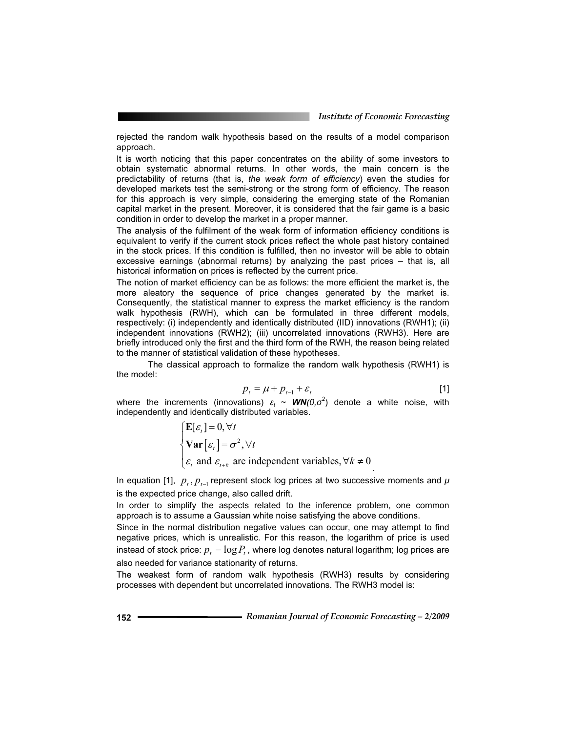rejected the random walk hypothesis based on the results of a model comparison approach.

It is worth noticing that this paper concentrates on the ability of some investors to obtain systematic abnormal returns. In other words, the main concern is the predictability of returns (that is, *the weak form of efficiency*) even the studies for developed markets test the semi-strong or the strong form of efficiency. The reason for this approach is very simple, considering the emerging state of the Romanian capital market in the present. Moreover, it is considered that the fair game is a basic condition in order to develop the market in a proper manner.

The analysis of the fulfilment of the weak form of information efficiency conditions is equivalent to verify if the current stock prices reflect the whole past history contained in the stock prices. If this condition is fulfilled, then no investor will be able to obtain excessive earnings (abnormal returns) by analyzing the past prices – that is, all historical information on prices is reflected by the current price.

The notion of market efficiency can be as follows: the more efficient the market is, the more aleatory the sequence of price changes generated by the market is. Consequently, the statistical manner to express the market efficiency is the random walk hypothesis (RWH), which can be formulated in three different models, respectively: (i) independently and identically distributed (IID) innovations (RWH1); (ii) independent innovations (RWH2); (iii) uncorrelated innovations (RWH3). Here are briefly introduced only the first and the third form of the RWH, the reason being related to the manner of statistical validation of these hypotheses.

The classical approach to formalize the random walk hypothesis (RWH1) is the model:

$$p_t = \mu + p_{t-1} + \varepsilon_t \qquad [1]$$

where the increments (innovations) $\varepsilon_t$ ~ $\boldsymbol{WN}(0,\sigma^2)$ denote a white noise, with independently and identically distributed variables.

$$\begin{cases} \mathbf{E}[\varepsilon_t] = 0, \forall t \\ \mathbf{Var}\left[\varepsilon_t\right] = \sigma^2, \forall t \\ \varepsilon_t \text{ and } \varepsilon_{t+k} \text{ are independent variables}, \forall k \neq 0 \end{cases}.$$

In equation [1], $p_t, p_{t-1}$ represent stock log prices at two successive moments and $\mu$ is the expected price change, also called drift.

In order to simplify the aspects related to the inference problem, one common approach is to assume a Gaussian white noise satisfying the above conditions.

Since in the normal distribution negative values can occur, one may attempt to find negative prices, which is unrealistic. For this reason, the logarithm of price is used instead of stock price: $p_t = \log P_t$, where log denotes natural logarithm; log prices are also needed for variance stationarity of returns.

The weakest form of random walk hypothesis (RWH3) results by considering processes with dependent but uncorrelated innovations. The RWH3 model is: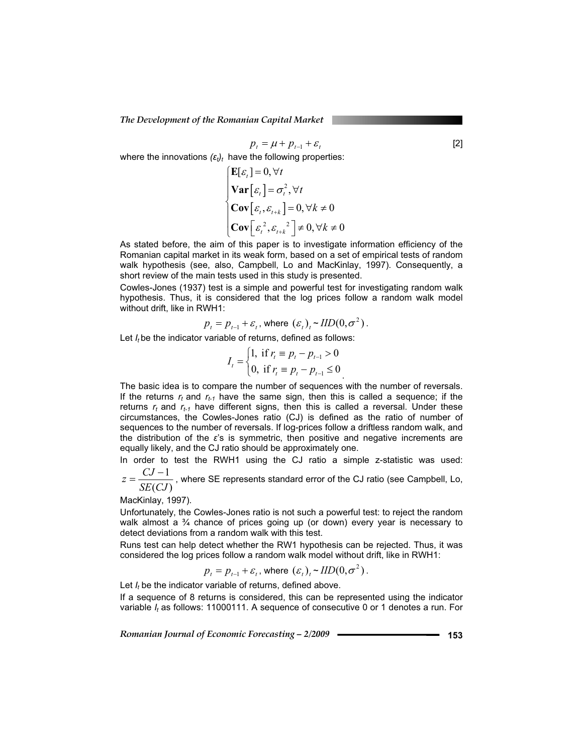$$p_t = \mu + p_{t-1} + \varepsilon_t \qquad [2]$$

where the innovations $(\varepsilon_t)_t$ have the following properties:

$$\begin{cases} \mathbf{E}[\varepsilon_t] = 0, \forall t \\ \mathbf{Var}[\varepsilon_t] = \sigma_t^2, \forall t \\ \mathbf{Cov}[\varepsilon_t, \varepsilon_{t+k}] = 0, \forall k \neq 0 \\ \mathbf{Cov}\left[\varepsilon_t^{\,2}, \varepsilon_{t+k}^{\,2}\right] \neq 0, \forall k \neq 0 \end{cases}$$

As stated before, the aim of this paper is to investigate information efficiency of the Romanian capital market in its weak form, based on a set of empirical tests of random walk hypothesis (see, also, Campbell, Lo and MacKinlay, 1997). Consequently, a short review of the main tests used in this study is presented.

Cowles-Jones (1937) test is a simple and powerful test for investigating random walk hypothesis. Thus, it is considered that the log prices follow a random walk model without drift, like in RWH1:

$$p_t = p_{t-1} + \varepsilon_t, \text{ where } (\varepsilon_t)_t \sim IID(0, \sigma^2).$$

Let $I_t$ be the indicator variable of returns, defined as follows:

$$I_t = \begin{cases} 1, \text{ if } r_t \equiv p_t - p_{t-1} > 0 \\ 0, \text{ if } r_t \equiv p_t - p_{t-1} \leq 0 \end{cases}.$$

The basic idea is to compare the number of sequences with the number of reversals. If the returns $r_t$ and $r_{t-1}$ have the same sign, then this is called a sequence; if the returns $r_t$ and $r_{t-1}$ have different signs, then this is called a reversal. Under these circumstances, the Cowles-Jones ratio (CJ) is defined as the ratio of number of sequences to the number of reversals. If log-prices follow a driftless random walk, and the distribution of the $\varepsilon$'s is symmetric, then positive and negative increments are equally likely, and the CJ ratio should be approximately one.

In order to test the RWH1 using the CJ ratio a simple z-statistic was used: $z = \dfrac{CJ - 1}{SE(CJ)}$, where SE represents standard error of the CJ ratio (see Campbell, Lo, MacKinlay, 1997).

Unfortunately, the Cowles-Jones ratio is not such a powerful test: to reject the random walk almost a ¾ chance of prices going up (or down) every year is necessary to detect deviations from a random walk with this test.

Runs test can help detect whether the RW1 hypothesis can be rejected. Thus, it was considered the log prices follow a random walk model without drift, like in RWH1:

$$p_t = p_{t-1} + \varepsilon_t, \text{ where } (\varepsilon_t)_t \sim IID(0, \sigma^2).$$

Let $I_t$ be the indicator variable of returns, defined above.

If a sequence of 8 returns is considered, this can be represented using the indicator variable $I_t$ as follows: 11000111. A sequence of consecutive 0 or 1 denotes a run. For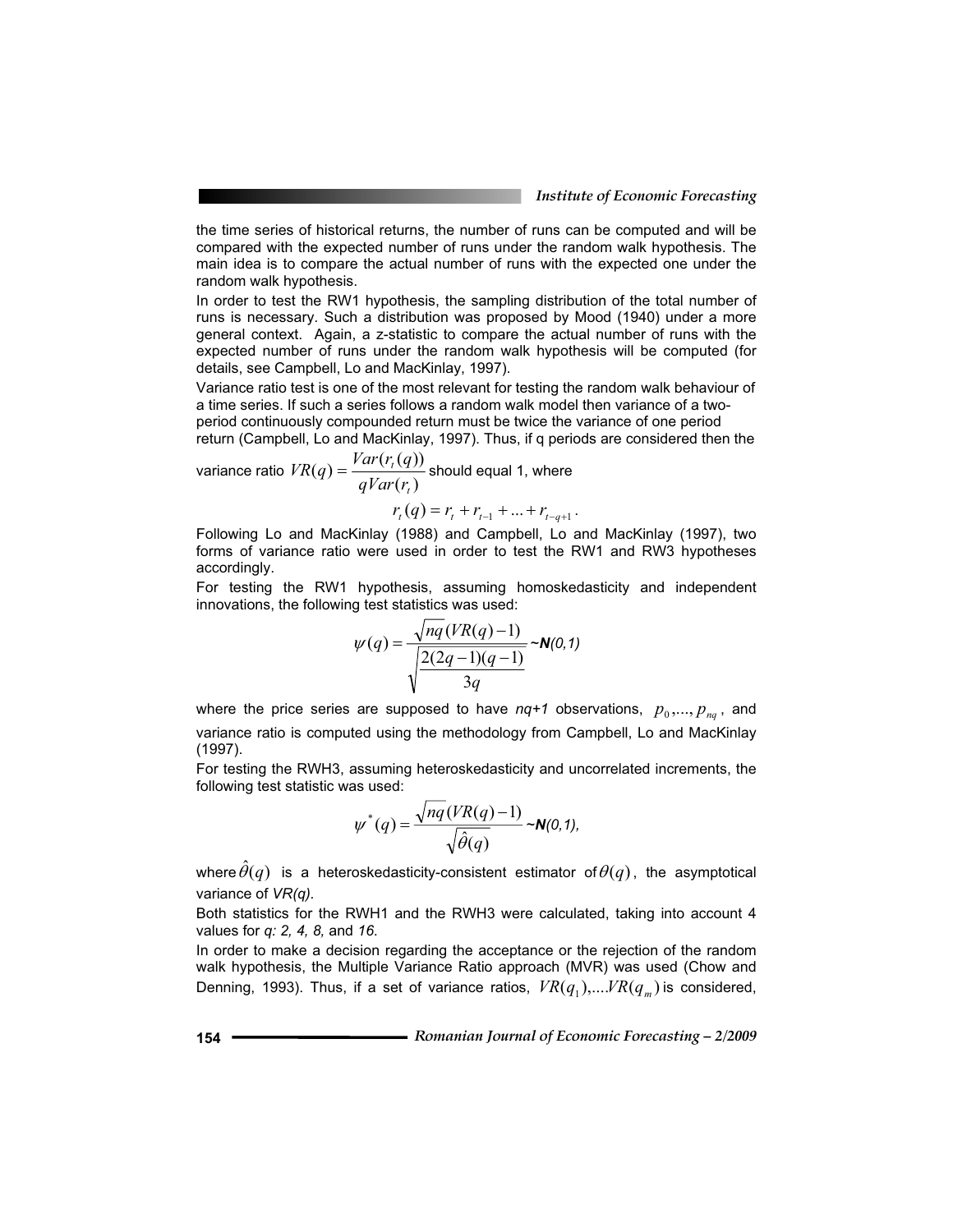the time series of historical returns, the number of runs can be computed and will be compared with the expected number of runs under the random walk hypothesis. The main idea is to compare the actual number of runs with the expected one under the random walk hypothesis.

In order to test the RW1 hypothesis, the sampling distribution of the total number of runs is necessary. Such a distribution was proposed by Mood (1940) under a more general context. Again, a z-statistic to compare the actual number of runs with the expected number of runs under the random walk hypothesis will be computed (for details, see Campbell, Lo and MacKinlay, 1997).

Variance ratio test is one of the most relevant for testing the random walk behaviour of a time series. If such a series follows a random walk model then variance of a two-period continuously compounded return must be twice the variance of one period return (Campbell, Lo and MacKinlay, 1997). Thus, if q periods are considered then the variance ratio $VR(q) = \dfrac{Var(r_t(q))}{qVar(r_t)}$ should equal 1, where

$$r_t(q) = r_t + r_{t-1} + ... + r_{t-q+1}.$$

Following Lo and MacKinlay (1988) and Campbell, Lo and MacKinlay (1997), two forms of variance ratio were used in order to test the RW1 and RW3 hypotheses accordingly.

For testing the RW1 hypothesis, assuming homoskedasticity and independent innovations, the following test statistics was used:

$$\psi(q) = \frac{\sqrt{nq}\,(VR(q)-1)}{\sqrt{\dfrac{2(2q-1)(q-1)}{3q}}} \sim \boldsymbol{N(0,1)}$$

where the price series are supposed to have *nq+1* observations, $p_0,..., p_{nq}$, and variance ratio is computed using the methodology from Campbell, Lo and MacKinlay (1997).

For testing the RWH3, assuming heteroskedasticity and uncorrelated increments, the following test statistic was used:

$$\psi^*(q) = \frac{\sqrt{nq}\,(VR(q)-1)}{\sqrt{\hat{\theta}(q)}} \sim \boldsymbol{N(0,1)},$$

where $\hat{\theta}(q)$ is a heteroskedasticity-consistent estimator of $\theta(q)$, the asymptotical variance of *VR(q)*.

Both statistics for the RWH1 and the RWH3 were calculated, taking into account 4 values for *q: 2, 4, 8,* and *16*.

In order to make a decision regarding the acceptance or the rejection of the random walk hypothesis, the Multiple Variance Ratio approach (MVR) was used (Chow and Denning, 1993). Thus, if a set of variance ratios, $VR(q_1),....VR(q_m)$ is considered,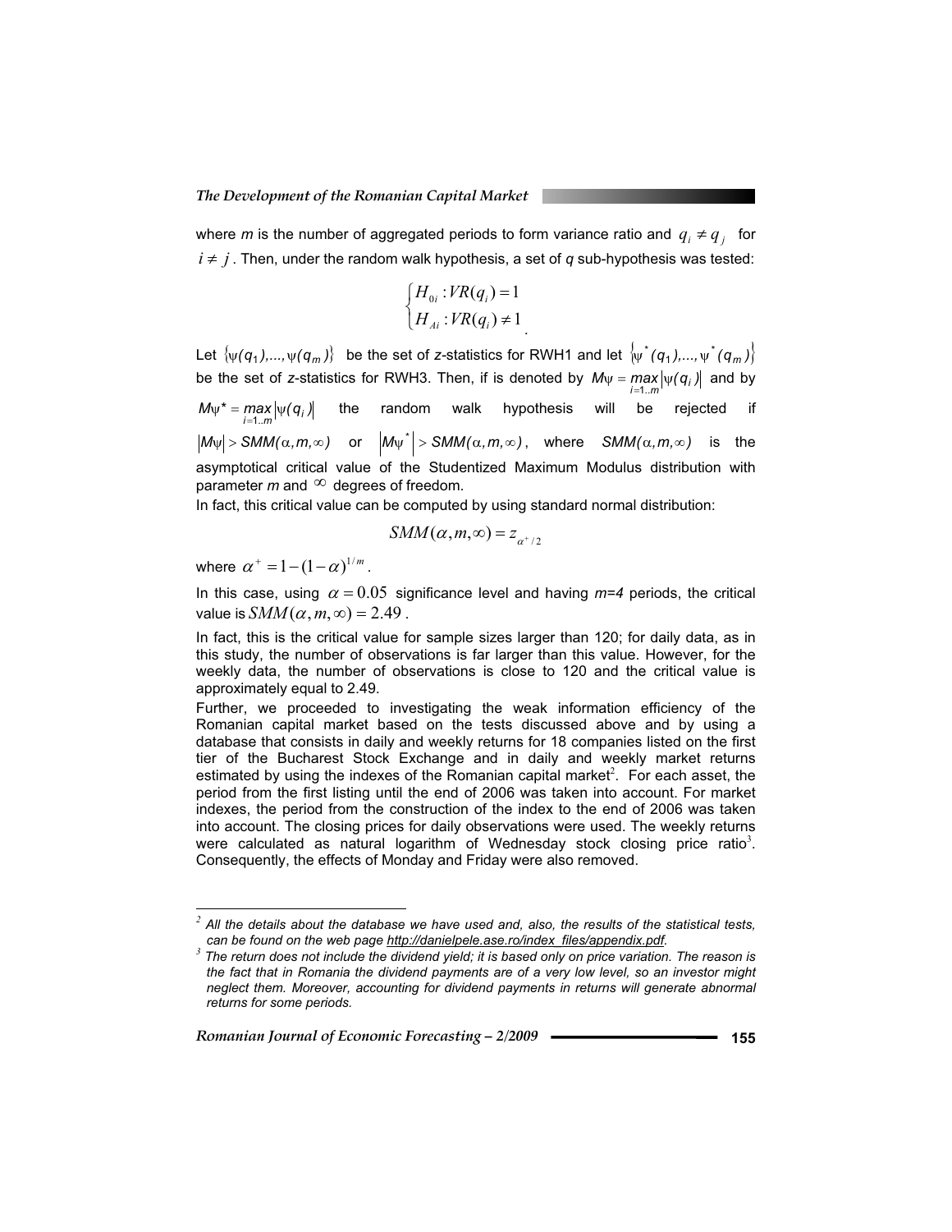where $m$ is the number of aggregated periods to form variance ratio and $q_i \neq q_j$ for $i \neq j$. Then, under the random walk hypothesis, a set of $q$ sub-hypothesis was tested:

$$\begin{cases} H_{0i} : VR(q_i) = 1 \\ H_{Ai} : VR(q_i) \neq 1 \end{cases}.$$

Let $\{\psi(q_1), ..., \psi(q_m)\}$ be the set of $z$-statistics for RWH1 and let $\{\psi^*(q_1), ..., \psi^*(q_m)\}$ be the set of $z$-statistics for RWH3. Then, if is denoted by $M\psi = \max_{i=1..m} |\psi(q_i)|$ and by $M\psi^* = \max_{i=1..m} |\psi(q_i)|$ the random walk hypothesis will be rejected if $|M\psi| > SMM(\alpha, m, \infty)$ or $|M\psi^*| > SMM(\alpha, m, \infty)$, where $SMM(\alpha, m, \infty)$ is the asymptotical critical value of the Studentized Maximum Modulus distribution with parameter $m$ and $\infty$ degrees of freedom.

In fact, this critical value can be computed by using standard normal distribution:

$$SMM(\alpha, m, \infty) = z_{\alpha^+/2}$$

where $\alpha^+ = 1 - (1 - \alpha)^{1/m}$.

In this case, using $\alpha = 0.05$ significance level and having $m=4$ periods, the critical value is $SMM(\alpha, m, \infty) = 2.49$.

In fact, this is the critical value for sample sizes larger than 120; for daily data, as in this study, the number of observations is far larger than this value. However, for the weekly data, the number of observations is close to 120 and the critical value is approximately equal to 2.49.

Further, we proceeded to investigating the weak information efficiency of the Romanian capital market based on the tests discussed above and by using a database that consists in daily and weekly returns for 18 companies listed on the first tier of the Bucharest Stock Exchange and in daily and weekly market returns estimated by using the indexes of the Romanian capital market[2]. For each asset, the period from the first listing until the end of 2006 was taken into account. For market indexes, the period from the construction of the index to the end of 2006 was taken into account. The closing prices for daily observations were used. The weekly returns were calculated as natural logarithm of Wednesday stock closing price ratio[3]. Consequently, the effects of Monday and Friday were also removed.

---

[2] *All the details about the database we have used and, also, the results of the statistical tests, can be found on the web page http://danielpele.ase.ro/index_files/appendix.pdf.*

[3] *The return does not include the dividend yield; it is based only on price variation. The reason is the fact that in Romania the dividend payments are of a very low level, so an investor might neglect them. Moreover, accounting for dividend payments in returns will generate abnormal returns for some periods.*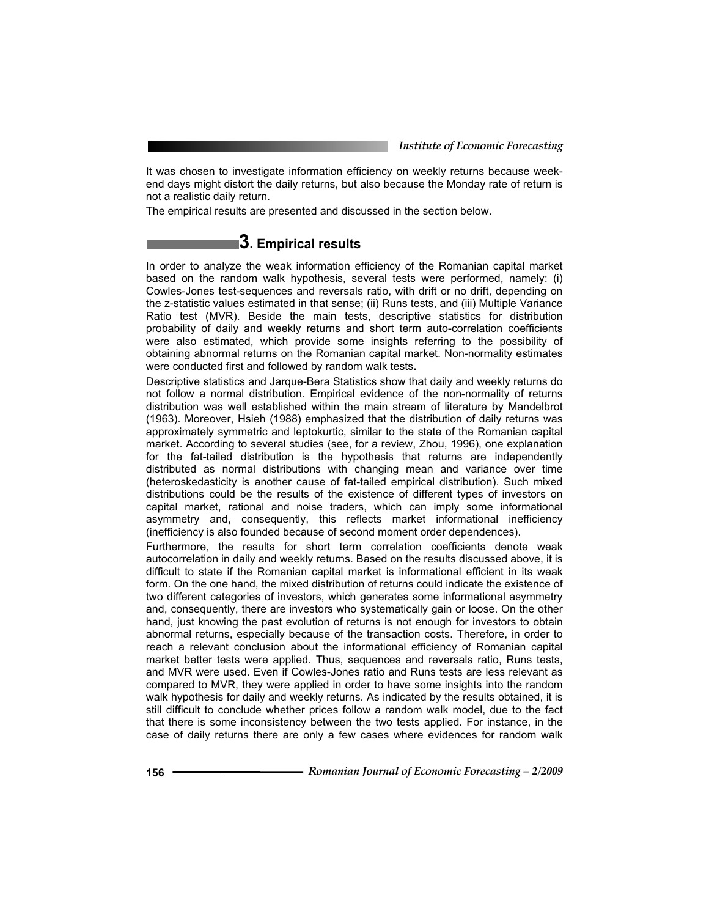It was chosen to investigate information efficiency on weekly returns because week-end days might distort the daily returns, but also because the Monday rate of return is not a realistic daily return.

The empirical results are presented and discussed in the section below.

## 3. Empirical results

In order to analyze the weak information efficiency of the Romanian capital market based on the random walk hypothesis, several tests were performed, namely: (i) Cowles-Jones test-sequences and reversals ratio, with drift or no drift, depending on the z-statistic values estimated in that sense; (ii) Runs tests, and (iii) Multiple Variance Ratio test (MVR). Beside the main tests, descriptive statistics for distribution probability of daily and weekly returns and short term auto-correlation coefficients were also estimated, which provide some insights referring to the possibility of obtaining abnormal returns on the Romanian capital market. Non-normality estimates were conducted first and followed by random walk tests**.**

Descriptive statistics and Jarque-Bera Statistics show that daily and weekly returns do not follow a normal distribution. Empirical evidence of the non-normality of returns distribution was well established within the main stream of literature by Mandelbrot (1963). Moreover, Hsieh (1988) emphasized that the distribution of daily returns was approximately symmetric and leptokurtic, similar to the state of the Romanian capital market. According to several studies (see, for a review, Zhou, 1996), one explanation for the fat-tailed distribution is the hypothesis that returns are independently distributed as normal distributions with changing mean and variance over time (heteroskedasticity is another cause of fat-tailed empirical distribution). Such mixed distributions could be the results of the existence of different types of investors on capital market, rational and noise traders, which can imply some informational asymmetry and, consequently, this reflects market informational inefficiency (inefficiency is also founded because of second moment order dependences).

Furthermore, the results for short term correlation coefficients denote weak autocorrelation in daily and weekly returns. Based on the results discussed above, it is difficult to state if the Romanian capital market is informational efficient in its weak form. On the one hand, the mixed distribution of returns could indicate the existence of two different categories of investors, which generates some informational asymmetry and, consequently, there are investors who systematically gain or loose. On the other hand, just knowing the past evolution of returns is not enough for investors to obtain abnormal returns, especially because of the transaction costs. Therefore, in order to reach a relevant conclusion about the informational efficiency of Romanian capital market better tests were applied. Thus, sequences and reversals ratio, Runs tests, and MVR were used. Even if Cowles-Jones ratio and Runs tests are less relevant as compared to MVR, they were applied in order to have some insights into the random walk hypothesis for daily and weekly returns. As indicated by the results obtained, it is still difficult to conclude whether prices follow a random walk model, due to the fact that there is some inconsistency between the two tests applied. For instance, in the case of daily returns there are only a few cases where evidences for random walk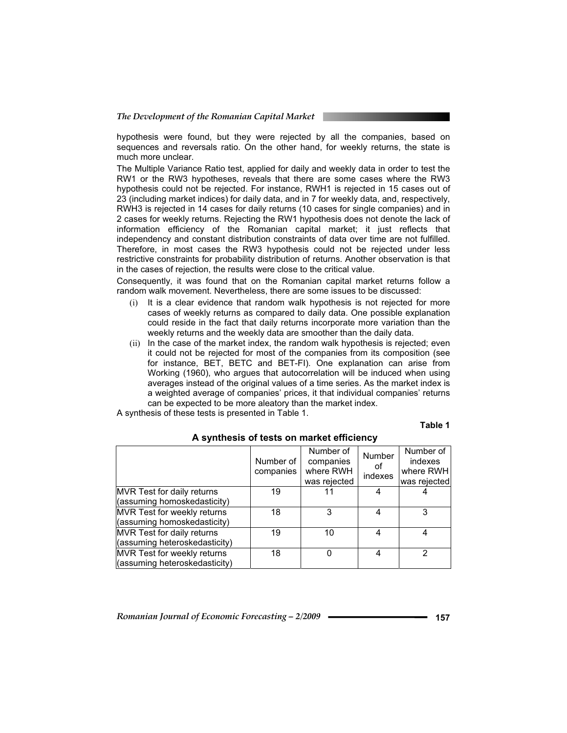hypothesis were found, but they were rejected by all the companies, based on sequences and reversals ratio. On the other hand, for weekly returns, the state is much more unclear.

The Multiple Variance Ratio test, applied for daily and weekly data in order to test the RW1 or the RW3 hypotheses, reveals that there are some cases where the RW3 hypothesis could not be rejected. For instance, RWH1 is rejected in 15 cases out of 23 (including market indices) for daily data, and in 7 for weekly data, and, respectively, RWH3 is rejected in 14 cases for daily returns (10 cases for single companies) and in 2 cases for weekly returns. Rejecting the RW1 hypothesis does not denote the lack of information efficiency of the Romanian capital market; it just reflects that independency and constant distribution constraints of data over time are not fulfilled. Therefore, in most cases the RW3 hypothesis could not be rejected under less restrictive constraints for probability distribution of returns. Another observation is that in the cases of rejection, the results were close to the critical value.

Consequently, it was found that on the Romanian capital market returns follow a random walk movement. Nevertheless, there are some issues to be discussed:

(i) It is a clear evidence that random walk hypothesis is not rejected for more cases of weekly returns as compared to daily data. One possible explanation could reside in the fact that daily returns incorporate more variation than the weekly returns and the weekly data are smoother than the daily data.

(ii) In the case of the market index, the random walk hypothesis is rejected; even it could not be rejected for most of the companies from its composition (see for instance, BET, BETC and BET-FI). One explanation can arise from Working (1960), who argues that autocorrelation will be induced when using averages instead of the original values of a time series. As the market index is a weighted average of companies' prices, it that individual companies' returns can be expected to be more aleatory than the market index.

A synthesis of these tests is presented in Table 1.

**Table 1**

**A synthesis of tests on market efficiency**

| | Number of companies | Number of companies where RWH was rejected | Number of indexes | Number of indexes where RWH was rejected |
|---|---|---|---|---|
| MVR Test for daily returns (assuming homoskedasticity) | 19 | 11 | 4 | 4 |
| MVR Test for weekly returns (assuming homoskedasticity) | 18 | 3 | 4 | 3 |
| MVR Test for daily returns (assuming heteroskedasticity) | 19 | 10 | 4 | 4 |
| MVR Test for weekly returns (assuming heteroskedasticity) | 18 | 0 | 4 | 2 |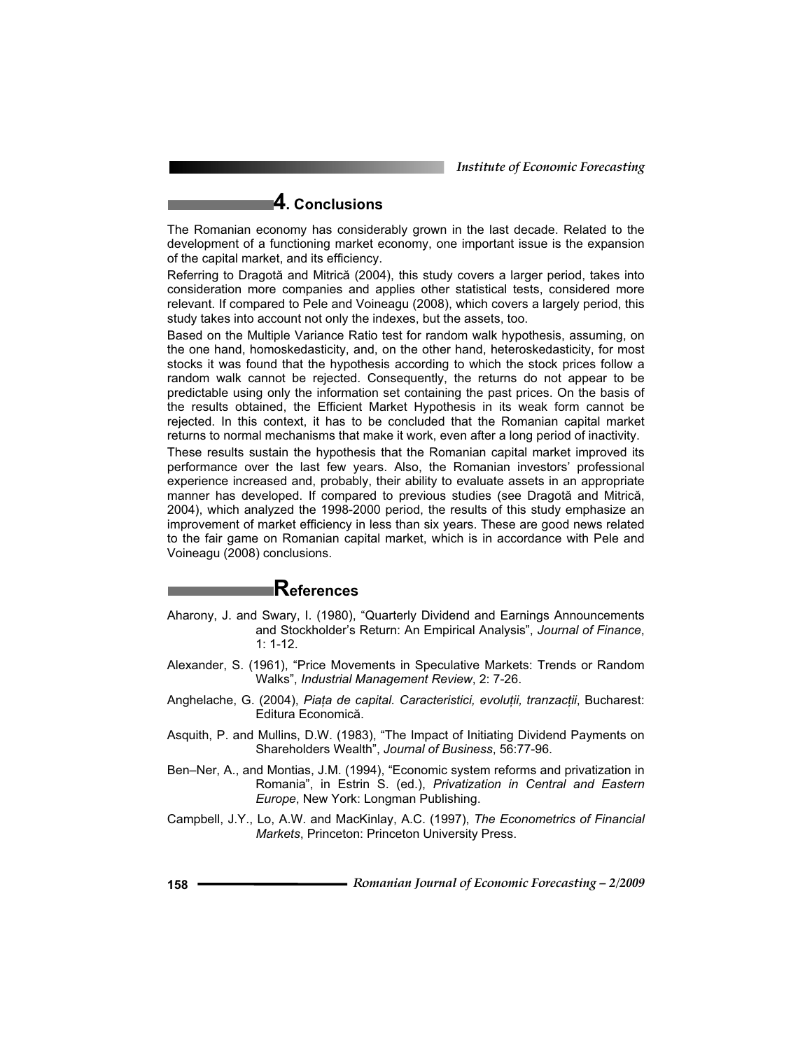## 4. Conclusions

The Romanian economy has considerably grown in the last decade. Related to the development of a functioning market economy, one important issue is the expansion of the capital market, and its efficiency.

Referring to Dragotă and Mitrică (2004), this study covers a larger period, takes into consideration more companies and applies other statistical tests, considered more relevant. If compared to Pele and Voineagu (2008), which covers a largely period, this study takes into account not only the indexes, but the assets, too.

Based on the Multiple Variance Ratio test for random walk hypothesis, assuming, on the one hand, homoskedasticity, and, on the other hand, heteroskedasticity, for most stocks it was found that the hypothesis according to which the stock prices follow a random walk cannot be rejected. Consequently, the returns do not appear to be predictable using only the information set containing the past prices. On the basis of the results obtained, the Efficient Market Hypothesis in its weak form cannot be rejected. In this context, it has to be concluded that the Romanian capital market returns to normal mechanisms that make it work, even after a long period of inactivity.

These results sustain the hypothesis that the Romanian capital market improved its performance over the last few years. Also, the Romanian investors' professional experience increased and, probably, their ability to evaluate assets in an appropriate manner has developed. If compared to previous studies (see Dragotă and Mitrică, 2004), which analyzed the 1998-2000 period, the results of this study emphasize an improvement of market efficiency in less than six years. These are good news related to the fair game on Romanian capital market, which is in accordance with Pele and Voineagu (2008) conclusions.

## References

Aharony, J. and Swary, I. (1980), "Quarterly Dividend and Earnings Announcements and Stockholder's Return: An Empirical Analysis", *Journal of Finance*, 1: 1-12.

Alexander, S. (1961), "Price Movements in Speculative Markets: Trends or Random Walks", *Industrial Management Review*, 2: 7-26.

Anghelache, G. (2004), *Piața de capital. Caracteristici, evoluții, tranzacții*, Bucharest: Editura Economică.

Asquith, P. and Mullins, D.W. (1983), "The Impact of Initiating Dividend Payments on Shareholders Wealth", *Journal of Business*, 56:77-96.

Ben–Ner, A., and Montias, J.M. (1994), "Economic system reforms and privatization in Romania", in Estrin S. (ed.), *Privatization in Central and Eastern Europe*, New York: Longman Publishing.

Campbell, J.Y., Lo, A.W. and MacKinlay, A.C. (1997), *The Econometrics of Financial Markets*, Princeton: Princeton University Press.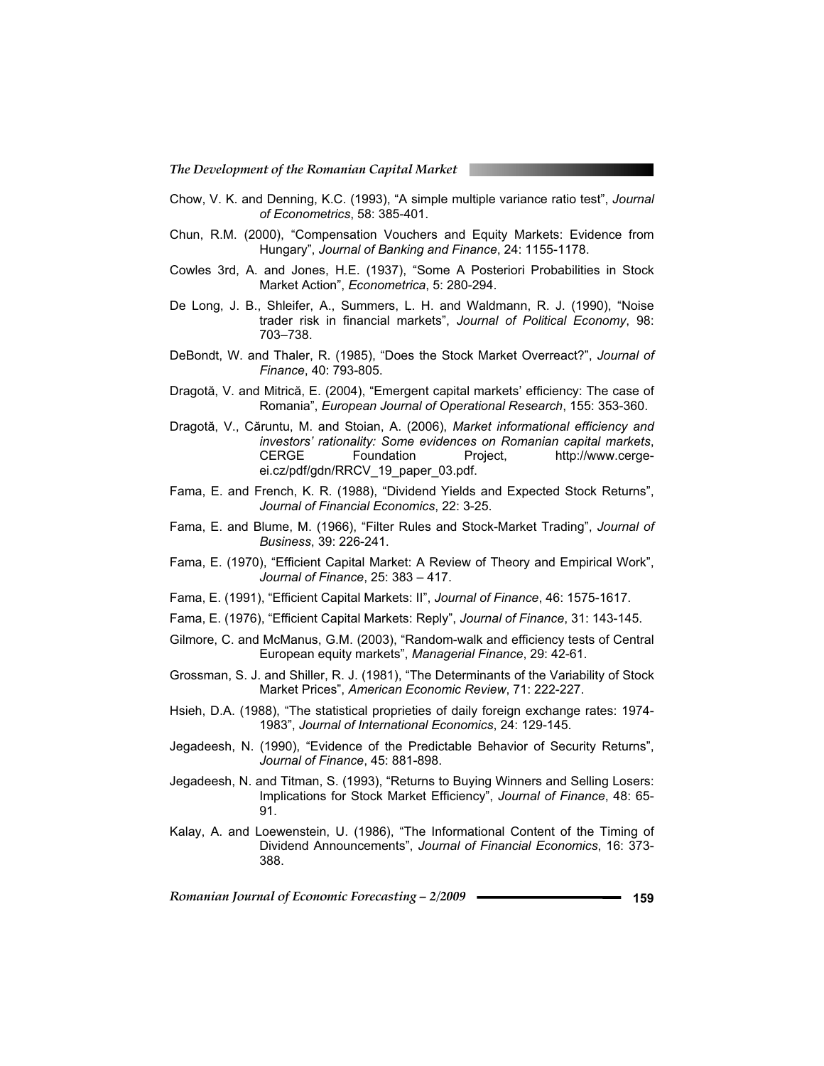Chow, V. K. and Denning, K.C. (1993), "A simple multiple variance ratio test", *Journal of Econometrics*, 58: 385-401.

Chun, R.M. (2000), "Compensation Vouchers and Equity Markets: Evidence from Hungary", *Journal of Banking and Finance*, 24: 1155-1178.

Cowles 3rd, A. and Jones, H.E. (1937), "Some A Posteriori Probabilities in Stock Market Action", *Econometrica*, 5: 280-294.

De Long, J. B., Shleifer, A., Summers, L. H. and Waldmann, R. J. (1990), "Noise trader risk in financial markets", *Journal of Political Economy*, 98: 703–738.

DeBondt, W. and Thaler, R. (1985), "Does the Stock Market Overreact?", *Journal of Finance*, 40: 793-805.

Dragotă, V. and Mitrică, E. (2004), "Emergent capital markets' efficiency: The case of Romania", *European Journal of Operational Research*, 155: 353-360.

Dragotă, V., Căruntu, M. and Stoian, A. (2006), *Market informational efficiency and investors' rationality: Some evidences on Romanian capital markets*, CERGE Foundation Project, http://www.cerge-ei.cz/pdf/gdn/RRCV_19_paper_03.pdf.

Fama, E. and French, K. R. (1988), "Dividend Yields and Expected Stock Returns", *Journal of Financial Economics*, 22: 3-25.

Fama, E. and Blume, M. (1966), "Filter Rules and Stock-Market Trading", *Journal of Business*, 39: 226-241.

Fama, E. (1970), "Efficient Capital Market: A Review of Theory and Empirical Work", *Journal of Finance*, 25: 383 – 417.

Fama, E. (1991), "Efficient Capital Markets: II", *Journal of Finance*, 46: 1575-1617.

Fama, E. (1976), "Efficient Capital Markets: Reply", *Journal of Finance*, 31: 143-145.

Gilmore, C. and McManus, G.M. (2003), "Random-walk and efficiency tests of Central European equity markets", *Managerial Finance*, 29: 42-61.

Grossman, S. J. and Shiller, R. J. (1981), "The Determinants of the Variability of Stock Market Prices", *American Economic Review*, 71: 222-227.

Hsieh, D.A. (1988), "The statistical proprieties of daily foreign exchange rates: 1974-1983", *Journal of International Economics*, 24: 129-145.

Jegadeesh, N. (1990), "Evidence of the Predictable Behavior of Security Returns", *Journal of Finance*, 45: 881-898.

Jegadeesh, N. and Titman, S. (1993), "Returns to Buying Winners and Selling Losers: Implications for Stock Market Efficiency", *Journal of Finance*, 48: 65-91.

Kalay, A. and Loewenstein, U. (1986), "The Informational Content of the Timing of Dividend Announcements", *Journal of Financial Economics*, 16: 373-388.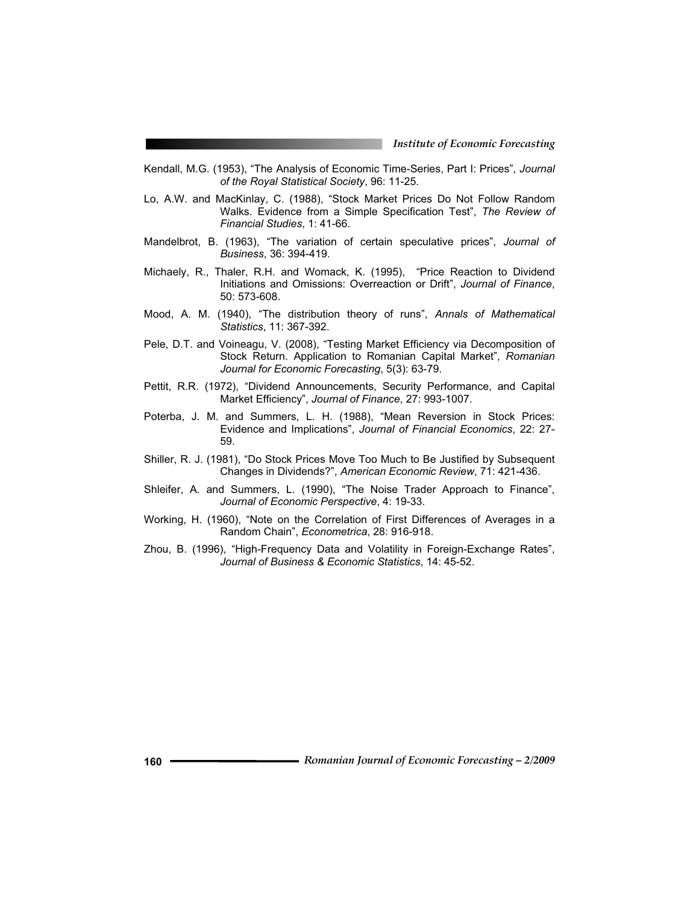Kendall, M.G. (1953), "The Analysis of Economic Time-Series, Part I: Prices", *Journal of the Royal Statistical Society*, 96: 11-25.

Lo, A.W. and MacKinlay, C. (1988), "Stock Market Prices Do Not Follow Random Walks. Evidence from a Simple Specification Test", *The Review of Financial Studies*, 1: 41-66.

Mandelbrot, B. (1963), "The variation of certain speculative prices", *Journal of Business*, 36: 394-419.

Michaely, R., Thaler, R.H. and Womack, K. (1995), "Price Reaction to Dividend Initiations and Omissions: Overreaction or Drift", *Journal of Finance*, 50: 573-608.

Mood, A. M. (1940), "The distribution theory of runs", *Annals of Mathematical Statistics*, 11: 367-392.

Pele, D.T. and Voineagu, V. (2008), "Testing Market Efficiency via Decomposition of Stock Return. Application to Romanian Capital Market", *Romanian Journal for Economic Forecasting*, 5(3): 63-79.

Pettit, R.R. (1972), "Dividend Announcements, Security Performance, and Capital Market Efficiency", *Journal of Finance*, 27: 993-1007.

Poterba, J. M. and Summers, L. H. (1988), "Mean Reversion in Stock Prices: Evidence and Implications", *Journal of Financial Economics*, 22: 27-59.

Shiller, R. J. (1981), "Do Stock Prices Move Too Much to Be Justified by Subsequent Changes in Dividends?", *American Economic Review*, 71: 421-436.

Shleifer, A. and Summers, L. (1990), "The Noise Trader Approach to Finance", *Journal of Economic Perspective*, 4: 19-33.

Working, H. (1960), "Note on the Correlation of First Differences of Averages in a Random Chain", *Econometrica*, 28: 916-918.

Zhou, B. (1996), "High-Frequency Data and Volatility in Foreign-Exchange Rates", *Journal of Business & Economic Statistics*, 14: 45-52.